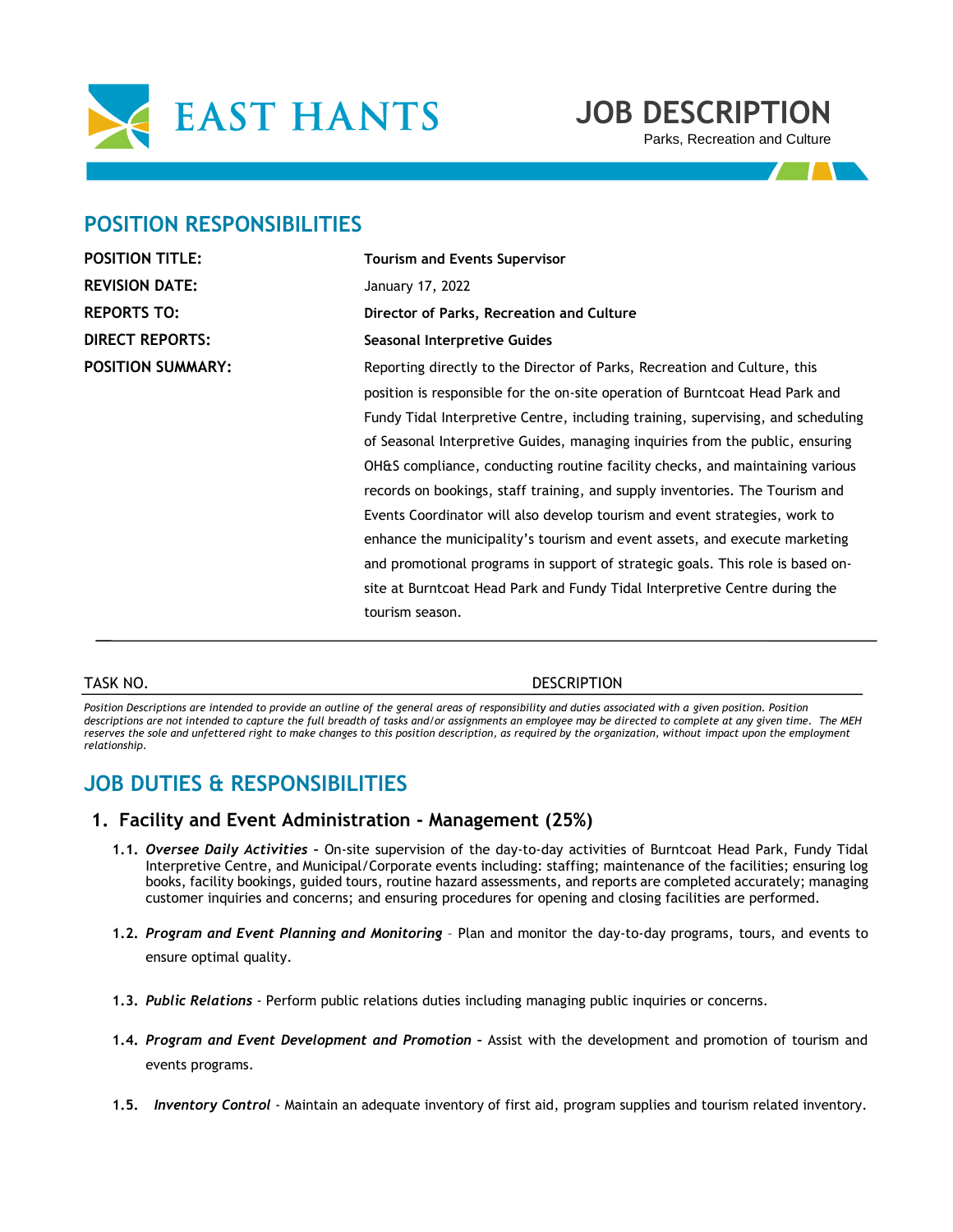# EAST HANTS

# JOB DESCRIPTION

Parks, Recreation and Culture

## POSITION RESPONSIBILITIES

| | |
|---|---|
| **POSITION TITLE:** | **Tourism and Events Supervisor** |
| **REVISION DATE:** | January 17, 2022 |
| **REPORTS TO:** | **Director of Parks, Recreation and Culture** |
| **DIRECT REPORTS:** | **Seasonal Interpretive Guides** |
| **POSITION SUMMARY:** | Reporting directly to the Director of Parks, Recreation and Culture, this position is responsible for the on-site operation of Burntcoat Head Park and Fundy Tidal Interpretive Centre, including training, supervising, and scheduling of Seasonal Interpretive Guides, managing inquiries from the public, ensuring OH&S compliance, conducting routine facility checks, and maintaining various records on bookings, staff training, and supply inventories. The Tourism and Events Coordinator will also develop tourism and event strategies, work to enhance the municipality's tourism and event assets, and execute marketing and promotional programs in support of strategic goals. This role is based on-site at Burntcoat Head Park and Fundy Tidal Interpretive Centre during the tourism season. |

TASK NO. DESCRIPTION

*Position Descriptions are intended to provide an outline of the general areas of responsibility and duties associated with a given position. Position descriptions are not intended to capture the full breadth of tasks and/or assignments an employee may be directed to complete at any given time. The MEH reserves the sole and unfettered right to make changes to this position description, as required by the organization, without impact upon the employment relationship.*

## JOB DUTIES & RESPONSIBILITIES

### 1. Facility and Event Administration - Management (25%)

**1.1.** ***Oversee Daily Activities*** **–** On-site supervision of the day-to-day activities of Burntcoat Head Park, Fundy Tidal Interpretive Centre, and Municipal/Corporate events including: staffing; maintenance of the facilities; ensuring log books, facility bookings, guided tours, routine hazard assessments, and reports are completed accurately; managing customer inquiries and concerns; and ensuring procedures for opening and closing facilities are performed.

**1.2.** ***Program and Event Planning and Monitoring*** – Plan and monitor the day-to-day programs, tours, and events to ensure optimal quality.

**1.3.** ***Public Relations*** - Perform public relations duties including managing public inquiries or concerns.

**1.4.** ***Program and Event Development and Promotion*** **–** Assist with the development and promotion of tourism and events programs.

**1.5.** ***Inventory Control*** - Maintain an adequate inventory of first aid, program supplies and tourism related inventory.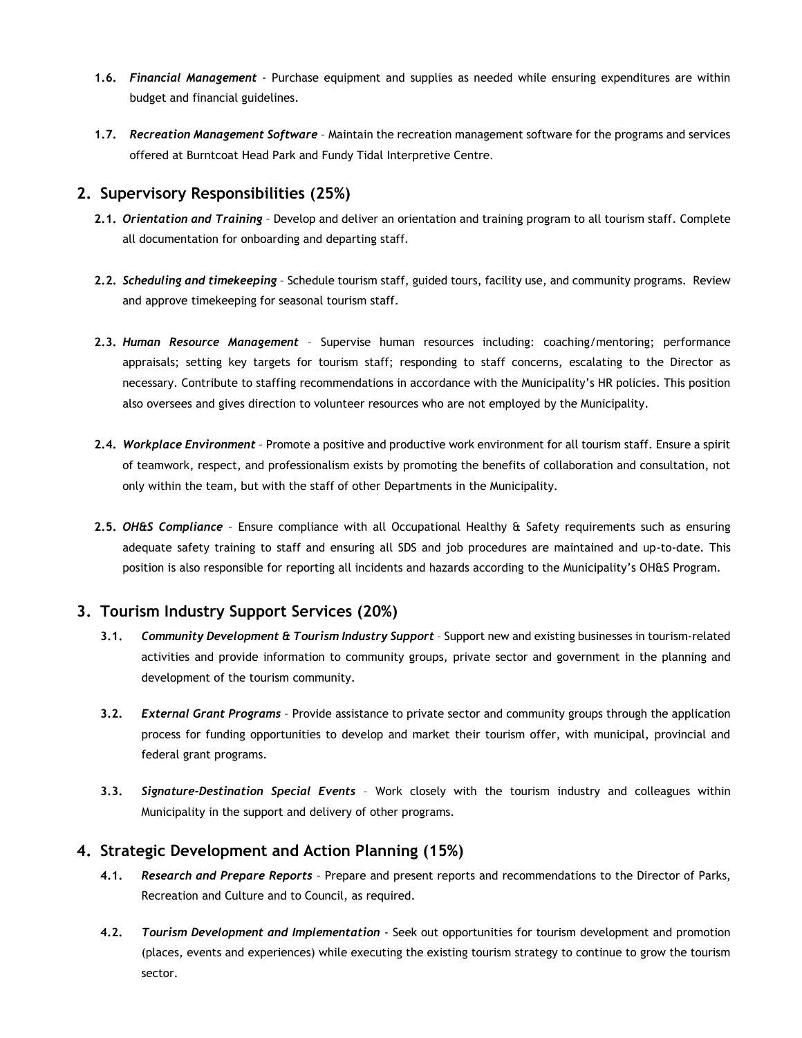1.6. ***Financial Management*** - Purchase equipment and supplies as needed while ensuring expenditures are within budget and financial guidelines.

1.7. ***Recreation Management Software*** – Maintain the recreation management software for the programs and services offered at Burntcoat Head Park and Fundy Tidal Interpretive Centre.

## 2. Supervisory Responsibilities (25%)

2.1. ***Orientation and Training*** – Develop and deliver an orientation and training program to all tourism staff. Complete all documentation for onboarding and departing staff.

2.2. ***Scheduling and timekeeping*** – Schedule tourism staff, guided tours, facility use, and community programs. Review and approve timekeeping for seasonal tourism staff.

2.3. ***Human Resource Management*** – Supervise human resources including: coaching/mentoring; performance appraisals; setting key targets for tourism staff; responding to staff concerns, escalating to the Director as necessary. Contribute to staffing recommendations in accordance with the Municipality's HR policies. This position also oversees and gives direction to volunteer resources who are not employed by the Municipality.

2.4. ***Workplace Environment*** – Promote a positive and productive work environment for all tourism staff. Ensure a spirit of teamwork, respect, and professionalism exists by promoting the benefits of collaboration and consultation, not only within the team, but with the staff of other Departments in the Municipality.

2.5. ***OH&S Compliance*** – Ensure compliance with all Occupational Healthy & Safety requirements such as ensuring adequate safety training to staff and ensuring all SDS and job procedures are maintained and up-to-date. This position is also responsible for reporting all incidents and hazards according to the Municipality's OH&S Program.

## 3. Tourism Industry Support Services (20%)

3.1. ***Community Development & Tourism Industry Support*** – Support new and existing businesses in tourism-related activities and provide information to community groups, private sector and government in the planning and development of the tourism community.

3.2. ***External Grant Programs*** – Provide assistance to private sector and community groups through the application process for funding opportunities to develop and market their tourism offer, with municipal, provincial and federal grant programs.

3.3. ***Signature-Destination Special Events*** – Work closely with the tourism industry and colleagues within Municipality in the support and delivery of other programs.

## 4. Strategic Development and Action Planning (15%)

4.1. ***Research and Prepare Reports*** – Prepare and present reports and recommendations to the Director of Parks, Recreation and Culture and to Council, as required.

4.2. ***Tourism Development and Implementation*** - Seek out opportunities for tourism development and promotion (places, events and experiences) while executing the existing tourism strategy to continue to grow the tourism sector.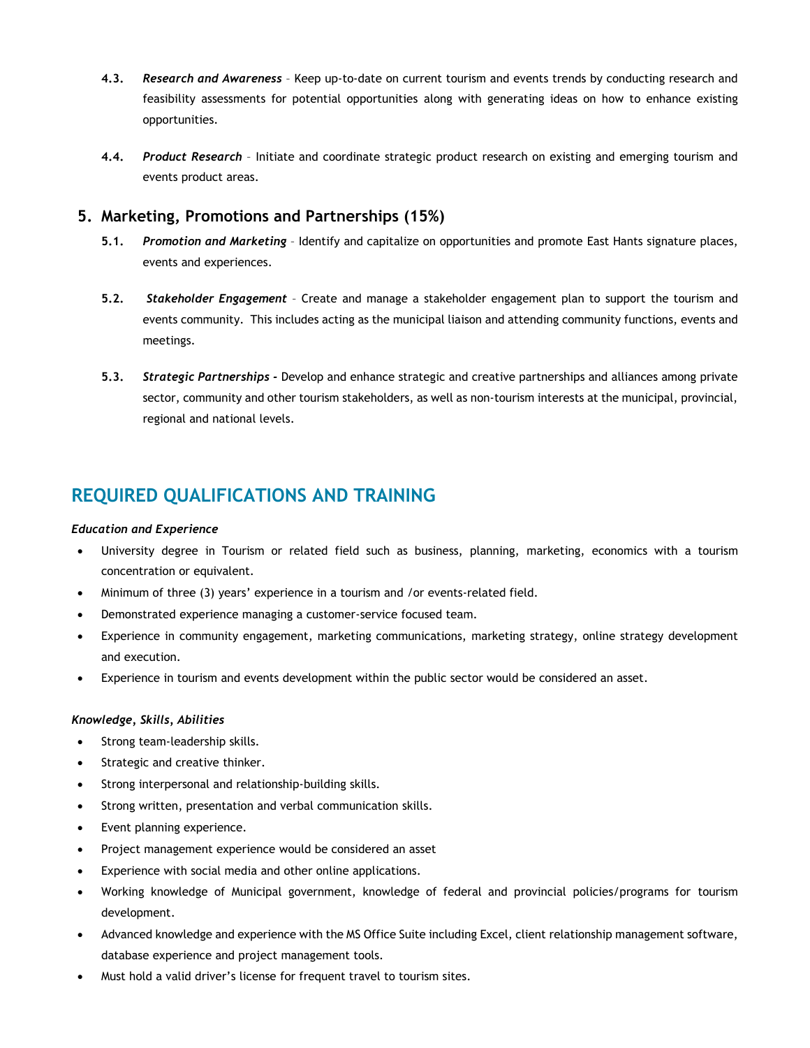**4.3.** ***Research and Awareness*** – Keep up-to-date on current tourism and events trends by conducting research and feasibility assessments for potential opportunities along with generating ideas on how to enhance existing opportunities.

**4.4.** ***Product Research*** – Initiate and coordinate strategic product research on existing and emerging tourism and events product areas.

## 5. Marketing, Promotions and Partnerships (15%)

**5.1.** ***Promotion and Marketing*** – Identify and capitalize on opportunities and promote East Hants signature places, events and experiences.

**5.2.** ***Stakeholder Engagement*** – Create and manage a stakeholder engagement plan to support the tourism and events community. This includes acting as the municipal liaison and attending community functions, events and meetings.

**5.3.** ***Strategic Partnerships -*** Develop and enhance strategic and creative partnerships and alliances among private sector, community and other tourism stakeholders, as well as non-tourism interests at the municipal, provincial, regional and national levels.

# REQUIRED QUALIFICATIONS AND TRAINING

***Education and Experience***

- University degree in Tourism or related field such as business, planning, marketing, economics with a tourism concentration or equivalent.
- Minimum of three (3) years' experience in a tourism and /or events-related field.
- Demonstrated experience managing a customer-service focused team.
- Experience in community engagement, marketing communications, marketing strategy, online strategy development and execution.
- Experience in tourism and events development within the public sector would be considered an asset.

***Knowledge, Skills, Abilities***

- Strong team-leadership skills.
- Strategic and creative thinker.
- Strong interpersonal and relationship-building skills.
- Strong written, presentation and verbal communication skills.
- Event planning experience.
- Project management experience would be considered an asset
- Experience with social media and other online applications.
- Working knowledge of Municipal government, knowledge of federal and provincial policies/programs for tourism development.
- Advanced knowledge and experience with the MS Office Suite including Excel, client relationship management software, database experience and project management tools.
- Must hold a valid driver's license for frequent travel to tourism sites.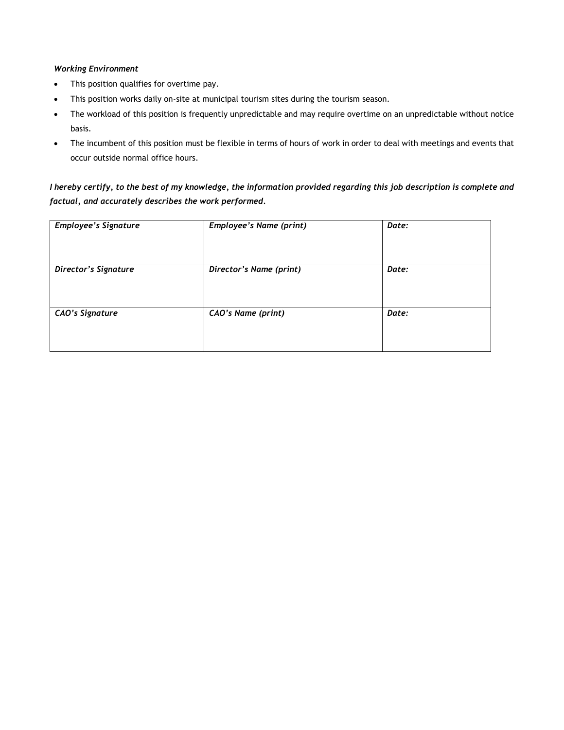*Working Environment*

- This position qualifies for overtime pay.
- This position works daily on-site at municipal tourism sites during the tourism season.
- The workload of this position is frequently unpredictable and may require overtime on an unpredictable without notice basis.
- The incumbent of this position must be flexible in terms of hours of work in order to deal with meetings and events that occur outside normal office hours.

***I hereby certify, to the best of my knowledge, the information provided regarding this job description is complete and factual, and accurately describes the work performed.***

| | | |
|---|---|---|
| ***Employee's Signature*** | ***Employee's Name (print)*** | ***Date:*** |
| ***Director's Signature*** | ***Director's Name (print)*** | ***Date:*** |
| ***CAO's Signature*** | ***CAO's Name (print)*** | ***Date:*** |